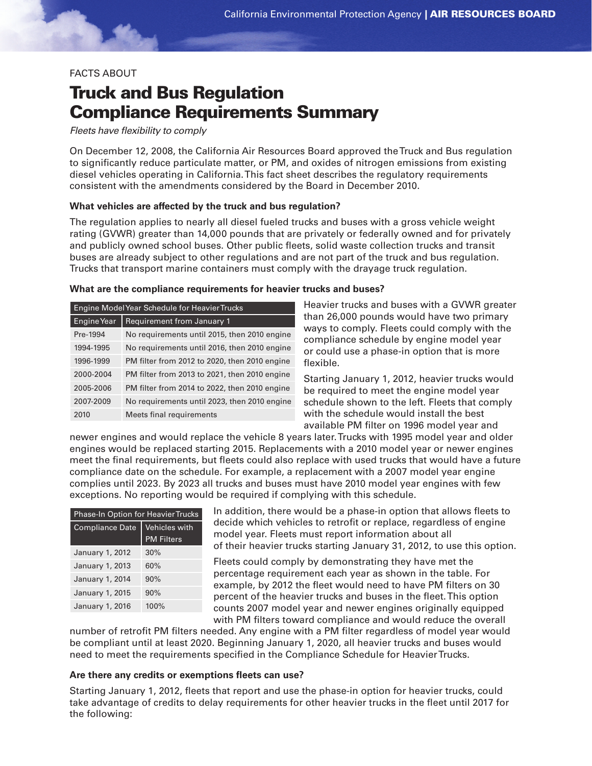FACTS ABOUT

# Truck and Bus Regulation Compliance Requirements Summary

*Fleets have flexibility to comply*

On December 12, 2008, the California Air Resources Board approved the Truck and Bus regulation to significantly reduce particulate matter, or PM, and oxides of nitrogen emissions from existing diesel vehicles operating in California. This fact sheet describes the regulatory requirements consistent with the amendments considered by the Board in December 2010.

### What vehicles are affected by the truck and bus regulation?

The regulation applies to nearly all diesel fueled trucks and buses with a gross vehicle weight rating (GVWR) greater than 14,000 pounds that are privately or federally owned and for privately and publicly owned school buses. Other public fleets, solid waste collection trucks and transit buses are already subject to other regulations and are not part of the truck and bus regulation. Trucks that transport marine containers must comply with the drayage truck regulation.

### What are the compliance requirements for heavier trucks and buses?

| Engine Model Year Schedule for Heavier Trucks | |
|---|---|
| **Engine Year** | **Requirement from January 1** |
| Pre-1994 | No requirements until 2015, then 2010 engine |
| 1994-1995 | No requirements until 2016, then 2010 engine |
| 1996-1999 | PM filter from 2012 to 2020, then 2010 engine |
| 2000-2004 | PM filter from 2013 to 2021, then 2010 engine |
| 2005-2006 | PM filter from 2014 to 2022, then 2010 engine |
| 2007-2009 | No requirements until 2023, then 2010 engine |
| 2010 | Meets final requirements |

Heavier trucks and buses with a GVWR greater than 26,000 pounds would have two primary ways to comply. Fleets could comply with the compliance schedule by engine model year or could use a phase-in option that is more flexible.

Starting January 1, 2012, heavier trucks would be required to meet the engine model year schedule shown to the left. Fleets that comply with the schedule would install the best available PM filter on 1996 model year and newer engines and would replace the vehicle 8 years later. Trucks with 1995 model year and older engines would be replaced starting 2015. Replacements with a 2010 model year or newer engines meet the final requirements, but fleets could also replace with used trucks that would have a future compliance date on the schedule. For example, a replacement with a 2007 model year engine complies until 2023. By 2023 all trucks and buses must have 2010 model year engines with few exceptions. No reporting would be required if complying with this schedule.

| Phase-In Option for Heavier Trucks | |
|---|---|
| **Compliance Date** | **Vehicles with PM Filters** |
| January 1, 2012 | 30% |
| January 1, 2013 | 60% |
| January 1, 2014 | 90% |
| January 1, 2015 | 90% |
| January 1, 2016 | 100% |

In addition, there would be a phase-in option that allows fleets to decide which vehicles to retrofit or replace, regardless of engine model year. Fleets must report information about all of their heavier trucks starting January 31, 2012, to use this option.

Fleets could comply by demonstrating they have met the percentage requirement each year as shown in the table. For example, by 2012 the fleet would need to have PM filters on 30 percent of the heavier trucks and buses in the fleet. This option counts 2007 model year and newer engines originally equipped with PM filters toward compliance and would reduce the overall number of retrofit PM filters needed. Any engine with a PM filter regardless of model year would be compliant until at least 2020. Beginning January 1, 2020, all heavier trucks and buses would need to meet the requirements specified in the Compliance Schedule for Heavier Trucks.

### Are there any credits or exemptions fleets can use?

Starting January 1, 2012, fleets that report and use the phase-in option for heavier trucks, could take advantage of credits to delay requirements for other heavier trucks in the fleet until 2017 for the following: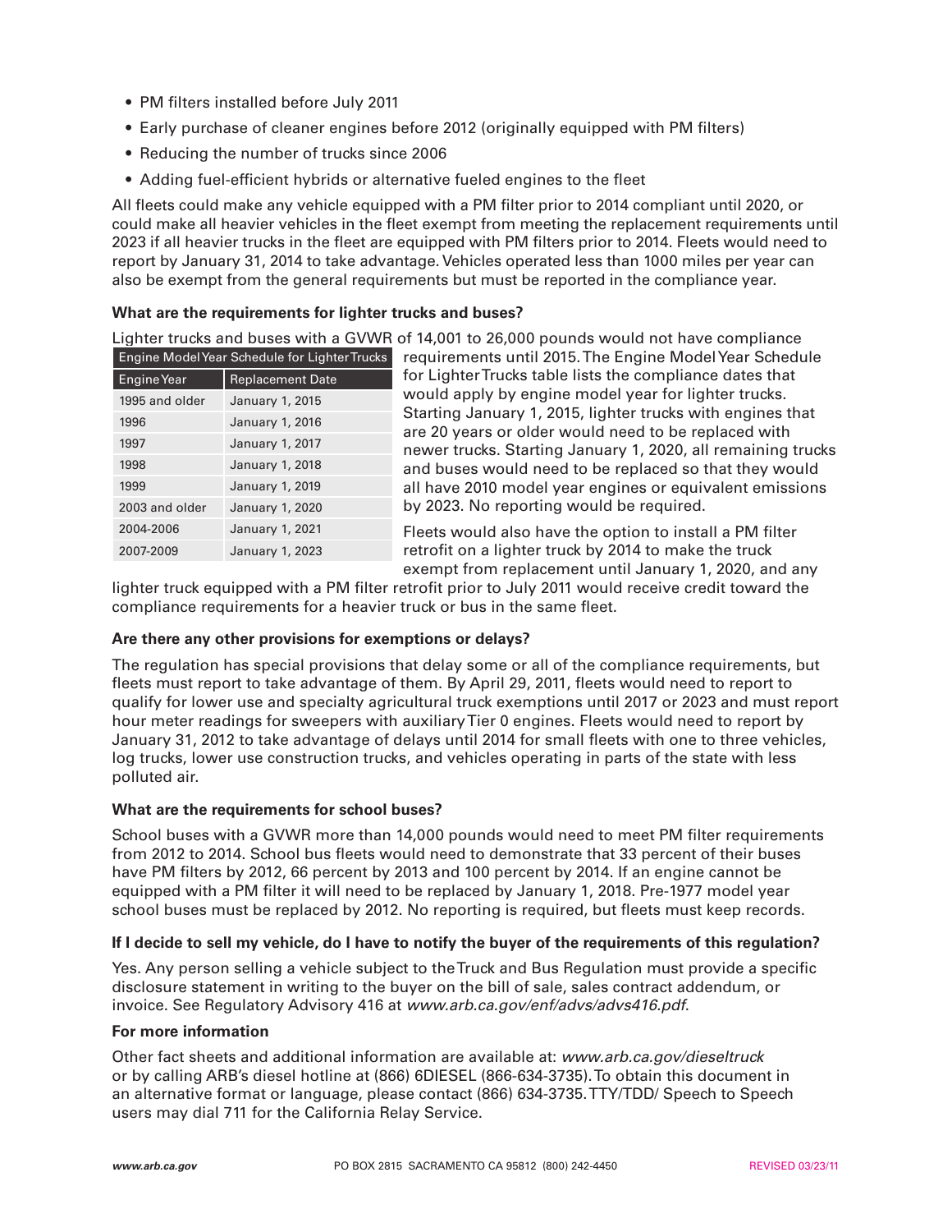- PM filters installed before July 2011
- Early purchase of cleaner engines before 2012 (originally equipped with PM filters)
- Reducing the number of trucks since 2006
- Adding fuel-efficient hybrids or alternative fueled engines to the fleet

All fleets could make any vehicle equipped with a PM filter prior to 2014 compliant until 2020, or could make all heavier vehicles in the fleet exempt from meeting the replacement requirements until 2023 if all heavier trucks in the fleet are equipped with PM filters prior to 2014. Fleets would need to report by January 31, 2014 to take advantage. Vehicles operated less than 1000 miles per year can also be exempt from the general requirements but must be reported in the compliance year.

**What are the requirements for lighter trucks and buses?**

Lighter trucks and buses with a GVWR of 14,001 to 26,000 pounds would not have compliance requirements until 2015. The Engine Model Year Schedule for Lighter Trucks table lists the compliance dates that would apply by engine model year for lighter trucks. Starting January 1, 2015, lighter trucks with engines that are 20 years or older would need to be replaced with newer trucks. Starting January 1, 2020, all remaining trucks and buses would need to be replaced so that they would all have 2010 model year engines or equivalent emissions by 2023. No reporting would be required.

Engine Model Year Schedule for Lighter Trucks

| Engine Year | Replacement Date |
|---|---|
| 1995 and older | January 1, 2015 |
| 1996 | January 1, 2016 |
| 1997 | January 1, 2017 |
| 1998 | January 1, 2018 |
| 1999 | January 1, 2019 |
| 2003 and older | January 1, 2020 |
| 2004-2006 | January 1, 2021 |
| 2007-2009 | January 1, 2023 |

Fleets would also have the option to install a PM filter retrofit on a lighter truck by 2014 to make the truck exempt from replacement until January 1, 2020, and any lighter truck equipped with a PM filter retrofit prior to July 2011 would receive credit toward the compliance requirements for a heavier truck or bus in the same fleet.

**Are there any other provisions for exemptions or delays?**

The regulation has special provisions that delay some or all of the compliance requirements, but fleets must report to take advantage of them. By April 29, 2011, fleets would need to report to qualify for lower use and specialty agricultural truck exemptions until 2017 or 2023 and must report hour meter readings for sweepers with auxiliary Tier 0 engines. Fleets would need to report by January 31, 2012 to take advantage of delays until 2014 for small fleets with one to three vehicles, log trucks, lower use construction trucks, and vehicles operating in parts of the state with less polluted air.

**What are the requirements for school buses?**

School buses with a GVWR more than 14,000 pounds would need to meet PM filter requirements from 2012 to 2014. School bus fleets would need to demonstrate that 33 percent of their buses have PM filters by 2012, 66 percent by 2013 and 100 percent by 2014. If an engine cannot be equipped with a PM filter it will need to be replaced by January 1, 2018. Pre-1977 model year school buses must be replaced by 2012. No reporting is required, but fleets must keep records.

**If I decide to sell my vehicle, do I have to notify the buyer of the requirements of this regulation?**

Yes. Any person selling a vehicle subject to the Truck and Bus Regulation must provide a specific disclosure statement in writing to the buyer on the bill of sale, sales contract addendum, or invoice. See Regulatory Advisory 416 at *www.arb.ca.gov/enf/advs/advs416.pdf*.

**For more information**

Other fact sheets and additional information are available at: *www.arb.ca.gov/dieseltruck* or by calling ARB's diesel hotline at (866) 6DIESEL (866-634-3735). To obtain this document in an alternative format or language, please contact (866) 634-3735. TTY/TDD/ Speech to Speech users may dial 711 for the California Relay Service.

*www.arb.ca.gov* PO BOX 2815 SACRAMENTO CA 95812 (800) 242-4450 REVISED 03/23/11